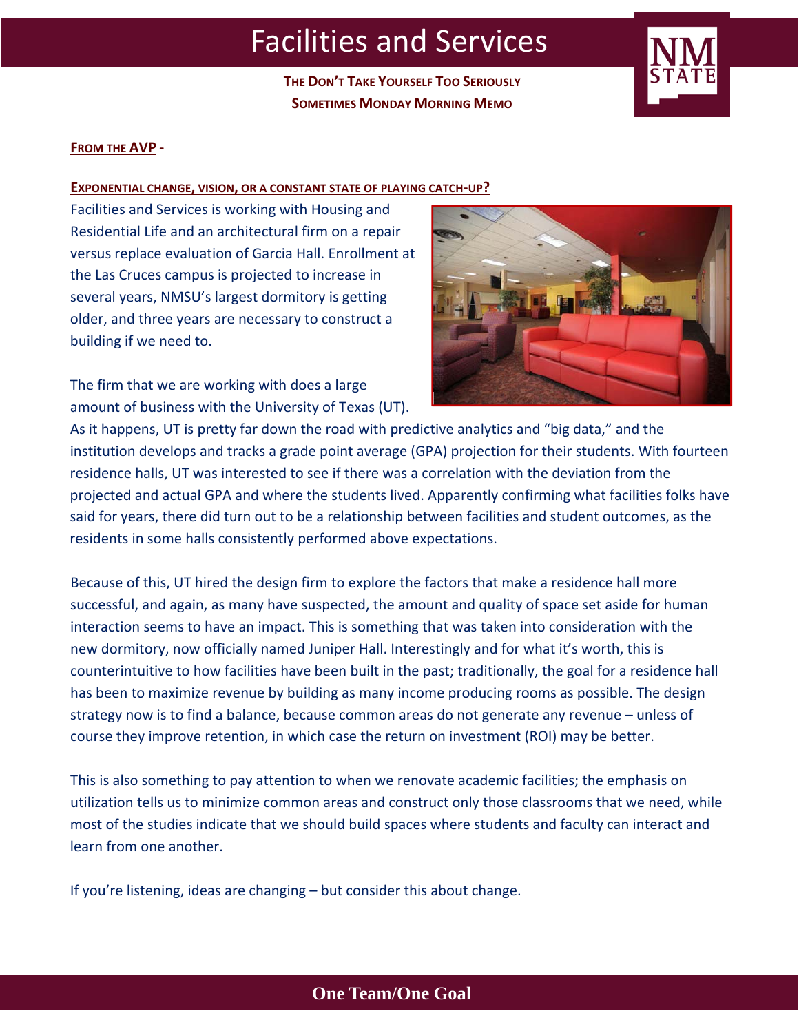# Facilities and Services

**The Don't Take Yourself Too Seriously Sometimes Monday Morning Memo**

**From the AVP -**

**Exponential change, vision, or a constant state of playing catch-up?**

Facilities and Services is working with Housing and Residential Life and an architectural firm on a repair versus replace evaluation of Garcia Hall. Enrollment at the Las Cruces campus is projected to increase in several years, NMSU's largest dormitory is getting older, and three years are necessary to construct a building if we need to.

The firm that we are working with does a large amount of business with the University of Texas (UT). As it happens, UT is pretty far down the road with predictive analytics and "big data," and the institution develops and tracks a grade point average (GPA) projection for their students. With fourteen residence halls, UT was interested to see if there was a correlation with the deviation from the projected and actual GPA and where the students lived. Apparently confirming what facilities folks have said for years, there did turn out to be a relationship between facilities and student outcomes, as the residents in some halls consistently performed above expectations.

Because of this, UT hired the design firm to explore the factors that make a residence hall more successful, and again, as many have suspected, the amount and quality of space set aside for human interaction seems to have an impact. This is something that was taken into consideration with the new dormitory, now officially named Juniper Hall. Interestingly and for what it's worth, this is counterintuitive to how facilities have been built in the past; traditionally, the goal for a residence hall has been to maximize revenue by building as many income producing rooms as possible. The design strategy now is to find a balance, because common areas do not generate any revenue – unless of course they improve retention, in which case the return on investment (ROI) may be better.

This is also something to pay attention to when we renovate academic facilities; the emphasis on utilization tells us to minimize common areas and construct only those classrooms that we need, while most of the studies indicate that we should build spaces where students and faculty can interact and learn from one another.

If you're listening, ideas are changing – but consider this about change.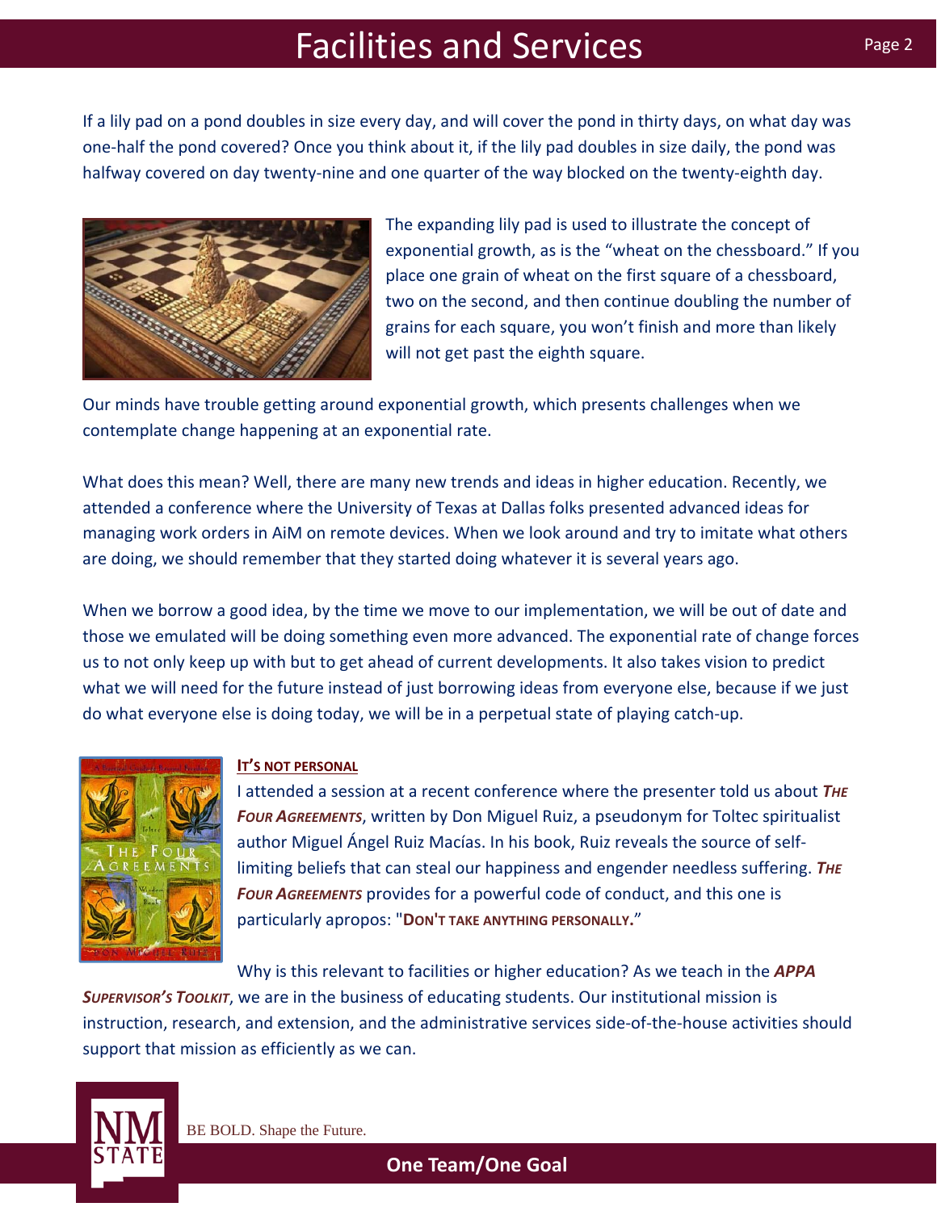If a lily pad on a pond doubles in size every day, and will cover the pond in thirty days, on what day was one-half the pond covered? Once you think about it, if the lily pad doubles in size daily, the pond was halfway covered on day twenty-nine and one quarter of the way blocked on the twenty-eighth day.

The expanding lily pad is used to illustrate the concept of exponential growth, as is the "wheat on the chessboard." If you place one grain of wheat on the first square of a chessboard, two on the second, and then continue doubling the number of grains for each square, you won't finish and more than likely will not get past the eighth square.

Our minds have trouble getting around exponential growth, which presents challenges when we contemplate change happening at an exponential rate.

What does this mean? Well, there are many new trends and ideas in higher education. Recently, we attended a conference where the University of Texas at Dallas folks presented advanced ideas for managing work orders in AiM on remote devices. When we look around and try to imitate what others are doing, we should remember that they started doing whatever it is several years ago.

When we borrow a good idea, by the time we move to our implementation, we will be out of date and those we emulated will be doing something even more advanced. The exponential rate of change forces us to not only keep up with but to get ahead of current developments. It also takes vision to predict what we will need for the future instead of just borrowing ideas from everyone else, because if we just do what everyone else is doing today, we will be in a perpetual state of playing catch-up.

## It's Not Personal

I attended a session at a recent conference where the presenter told us about ***The Four Agreements***, written by Don Miguel Ruiz, a pseudonym for Toltec spiritualist author Miguel Ángel Ruiz Macías. In his book, Ruiz reveals the source of self-limiting beliefs that can steal our happiness and engender needless suffering. ***The Four Agreements*** provides for a powerful code of conduct, and this one is particularly apropos: "**Don't take anything personally.**"

Why is this relevant to facilities or higher education? As we teach in the ***APPA Supervisor's Toolkit***, we are in the business of educating students. Our institutional mission is instruction, research, and extension, and the administrative services side-of-the-house activities should support that mission as efficiently as we can.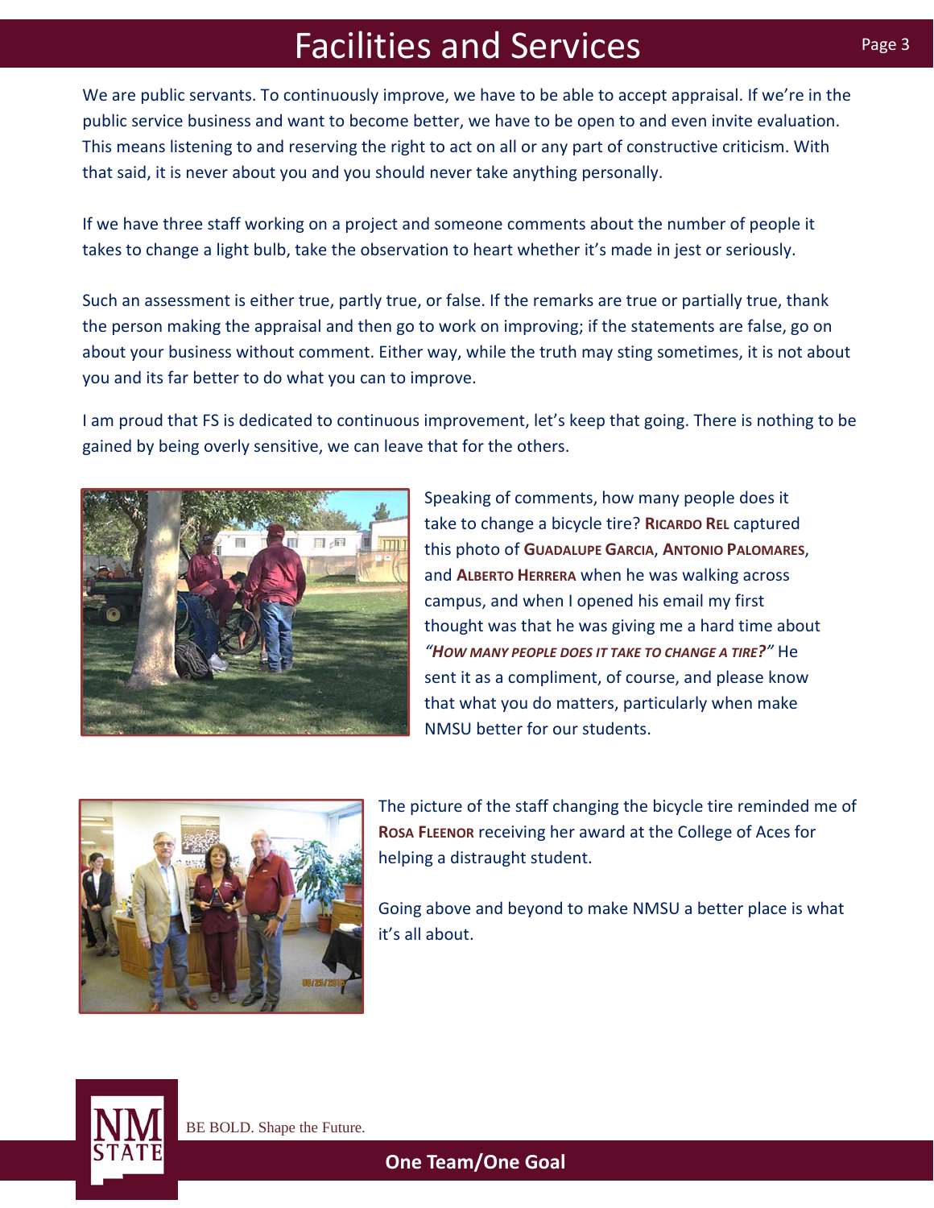# Facilities and Services

We are public servants. To continuously improve, we have to be able to accept appraisal. If we're in the public service business and want to become better, we have to be open to and even invite evaluation. This means listening to and reserving the right to act on all or any part of constructive criticism. With that said, it is never about you and you should never take anything personally.

If we have three staff working on a project and someone comments about the number of people it takes to change a light bulb, take the observation to heart whether it's made in jest or seriously.

Such an assessment is either true, partly true, or false. If the remarks are true or partially true, thank the person making the appraisal and then go to work on improving; if the statements are false, go on about your business without comment. Either way, while the truth may sting sometimes, it is not about you and its far better to do what you can to improve.

I am proud that FS is dedicated to continuous improvement, let's keep that going. There is nothing to be gained by being overly sensitive, we can leave that for the others.

Speaking of comments, how many people does it take to change a bicycle tire? **Ricardo Rel** captured this photo of **Guadalupe Garcia**, **Antonio Palomares**, and **Alberto Herrera** when he was walking across campus, and when I opened his email my first thought was that he was giving me a hard time about ***"How many people does it take to change a tire?"*** He sent it as a compliment, of course, and please know that what you do matters, particularly when make NMSU better for our students.

The picture of the staff changing the bicycle tire reminded me of **Rosa Fleenor** receiving her award at the College of Aces for helping a distraught student.

Going above and beyond to make NMSU a better place is what it's all about.

BE BOLD. Shape the Future.

**One Team/One Goal**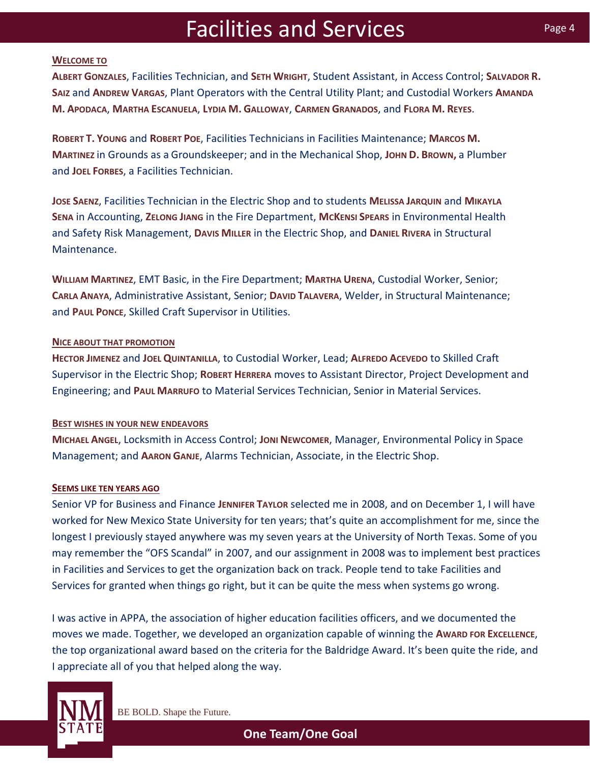## WELCOME TO

**ALBERT GONZALES**, Facilities Technician, and **SETH WRIGHT**, Student Assistant, in Access Control; **SALVADOR R. SAIZ** and **ANDREW VARGAS**, Plant Operators with the Central Utility Plant; and Custodial Workers **AMANDA M. APODACA**, **MARTHA ESCANUELA**, **LYDIA M. GALLOWAY**, **CARMEN GRANADOS**, and **FLORA M. REYES**.

**ROBERT T. YOUNG** and **ROBERT POE**, Facilities Technicians in Facilities Maintenance; **MARCOS M. MARTINEZ** in Grounds as a Groundskeeper; and in the Mechanical Shop, **JOHN D. BROWN,** a Plumber and **JOEL FORBES**, a Facilities Technician.

**JOSE SAENZ**, Facilities Technician in the Electric Shop and to students **MELISSA JARQUIN** and **MIKAYLA SENA** in Accounting, **ZELONG JIANG** in the Fire Department, **MCKENSI SPEARS** in Environmental Health and Safety Risk Management, **DAVIS MILLER** in the Electric Shop, and **DANIEL RIVERA** in Structural Maintenance.

**WILLIAM MARTINEZ**, EMT Basic, in the Fire Department; **MARTHA URENA**, Custodial Worker, Senior; **CARLA ANAYA**, Administrative Assistant, Senior; **DAVID TALAVERA**, Welder, in Structural Maintenance; and **PAUL PONCE**, Skilled Craft Supervisor in Utilities.

## NICE ABOUT THAT PROMOTION

**HECTOR JIMENEZ** and **JOEL QUINTANILLA**, to Custodial Worker, Lead; **ALFREDO ACEVEDO** to Skilled Craft Supervisor in the Electric Shop; **ROBERT HERRERA** moves to Assistant Director, Project Development and Engineering; and **PAUL MARRUFO** to Material Services Technician, Senior in Material Services.

## BEST WISHES IN YOUR NEW ENDEAVORS

**MICHAEL ANGEL**, Locksmith in Access Control; **JONI NEWCOMER**, Manager, Environmental Policy in Space Management; and **AARON GANJE**, Alarms Technician, Associate, in the Electric Shop.

## SEEMS LIKE TEN YEARS AGO

Senior VP for Business and Finance **JENNIFER TAYLOR** selected me in 2008, and on December 1, I will have worked for New Mexico State University for ten years; that's quite an accomplishment for me, since the longest I previously stayed anywhere was my seven years at the University of North Texas. Some of you may remember the "OFS Scandal" in 2007, and our assignment in 2008 was to implement best practices in Facilities and Services to get the organization back on track. People tend to take Facilities and Services for granted when things go right, but it can be quite the mess when systems go wrong.

I was active in APPA, the association of higher education facilities officers, and we documented the moves we made. Together, we developed an organization capable of winning the **AWARD FOR EXCELLENCE**, the top organizational award based on the criteria for the Baldridge Award. It's been quite the ride, and I appreciate all of you that helped along the way.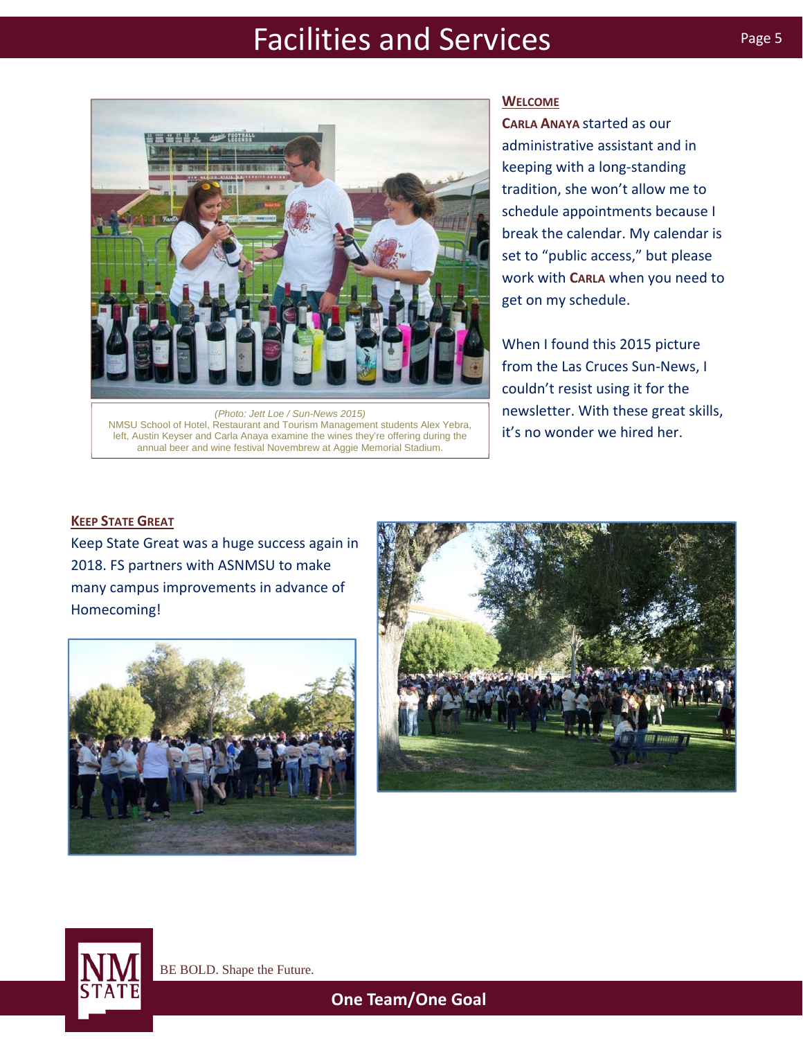(Photo: Jett Loe / Sun-News 2015)
NMSU School of Hotel, Restaurant and Tourism Management students Alex Yebra, left, Austin Keyser and Carla Anaya examine the wines they're offering during the annual beer and wine festival Novembrew at Aggie Memorial Stadium.

## Welcome

**Carla Anaya** started as our administrative assistant and in keeping with a long-standing tradition, she won't allow me to schedule appointments because I break the calendar. My calendar is set to "public access," but please work with **Carla** when you need to get on my schedule.

When I found this 2015 picture from the Las Cruces Sun-News, I couldn't resist using it for the newsletter. With these great skills, it's no wonder we hired her.

## Keep State Great

Keep State Great was a huge success again in 2018. FS partners with ASNMSU to make many campus improvements in advance of Homecoming!

BE BOLD. Shape the Future.

**One Team/One Goal**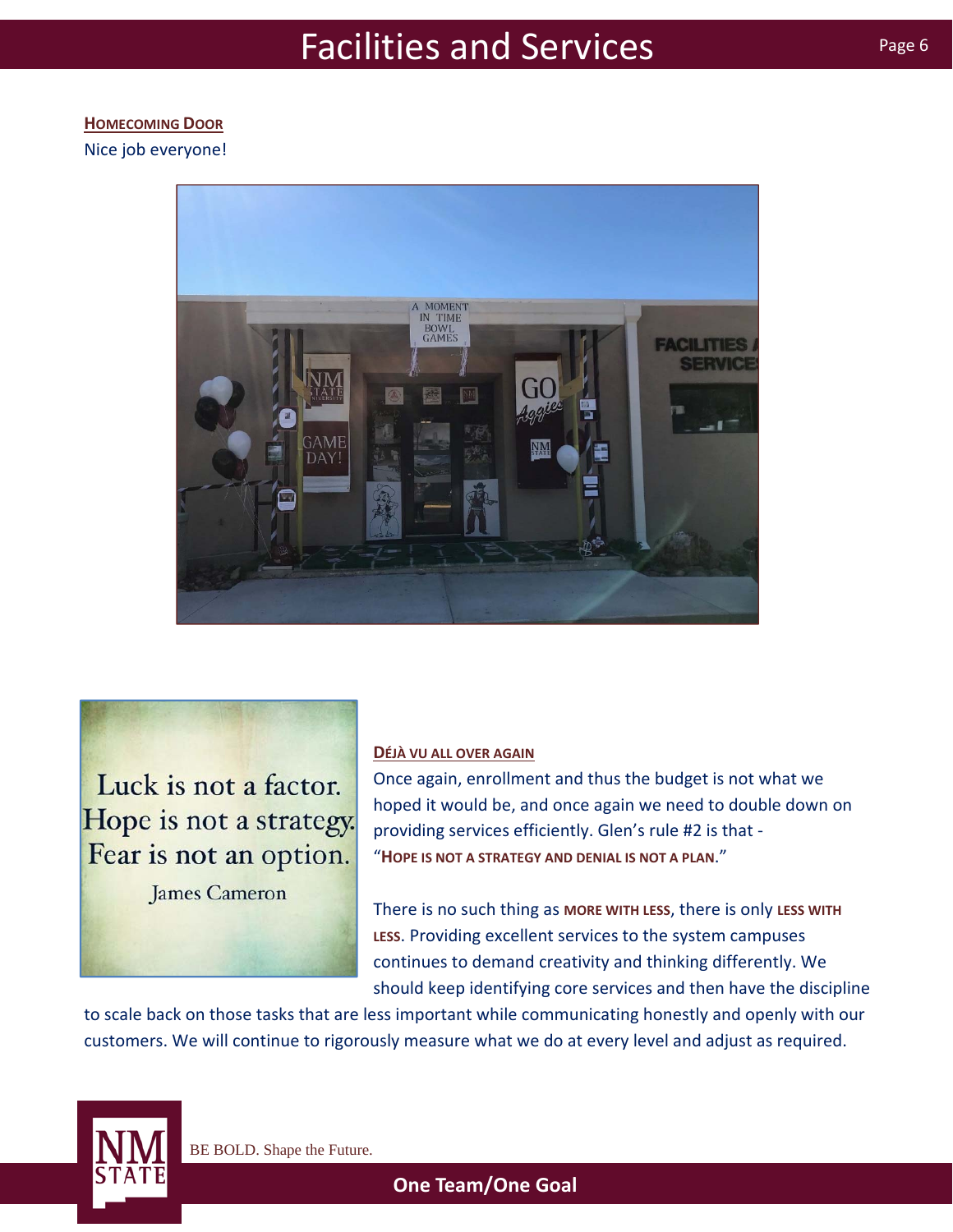## Homecoming Door

Nice job everyone!

Luck is not a factor.
Hope is not a strategy.
Fear is not an option.
James Cameron

## Déjà vu all over again

Once again, enrollment and thus the budget is not what we hoped it would be, and once again we need to double down on providing services efficiently. Glen's rule #2 is that - "**Hope is not a strategy and denial is not a plan.**"

There is no such thing as **more with less**, there is only **less with less**. Providing excellent services to the system campuses continues to demand creativity and thinking differently. We should keep identifying core services and then have the discipline to scale back on those tasks that are less important while communicating honestly and openly with our customers. We will continue to rigorously measure what we do at every level and adjust as required.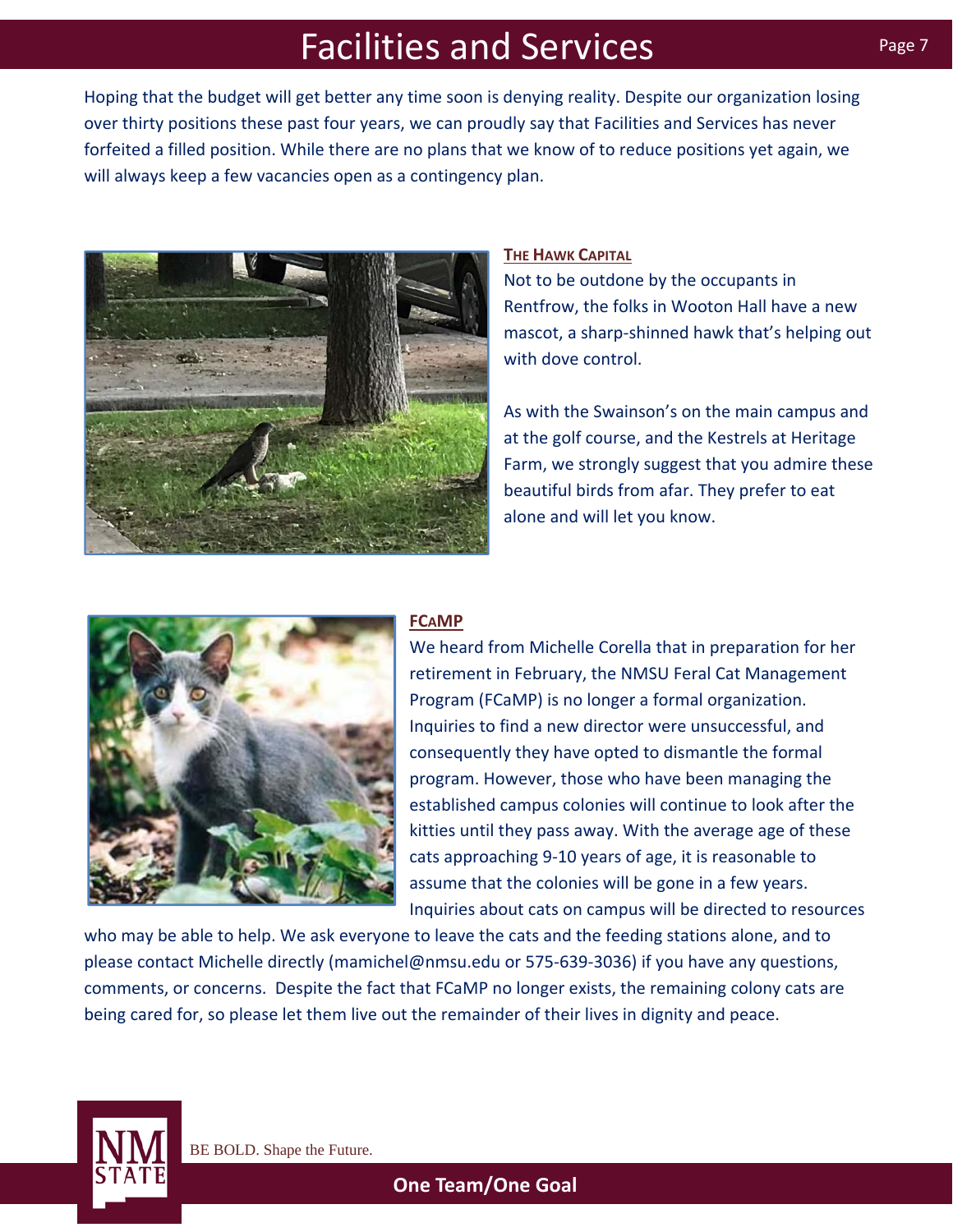# Facilities and Services

Hoping that the budget will get better any time soon is denying reality. Despite our organization losing over thirty positions these past four years, we can proudly say that Facilities and Services has never forfeited a filled position. While there are no plans that we know of to reduce positions yet again, we will always keep a few vacancies open as a contingency plan.

## The Hawk Capital

Not to be outdone by the occupants in Rentfrow, the folks in Wooton Hall have a new mascot, a sharp-shinned hawk that's helping out with dove control.

As with the Swainson's on the main campus and at the golf course, and the Kestrels at Heritage Farm, we strongly suggest that you admire these beautiful birds from afar. They prefer to eat alone and will let you know.

## FCaMP

We heard from Michelle Corella that in preparation for her retirement in February, the NMSU Feral Cat Management Program (FCaMP) is no longer a formal organization. Inquiries to find a new director were unsuccessful, and consequently they have opted to dismantle the formal program. However, those who have been managing the established campus colonies will continue to look after the kitties until they pass away. With the average age of these cats approaching 9-10 years of age, it is reasonable to assume that the colonies will be gone in a few years. Inquiries about cats on campus will be directed to resources who may be able to help. We ask everyone to leave the cats and the feeding stations alone, and to please contact Michelle directly (mamichel@nmsu.edu or 575-639-3036) if you have any questions, comments, or concerns. Despite the fact that FCaMP no longer exists, the remaining colony cats are being cared for, so please let them live out the remainder of their lives in dignity and peace.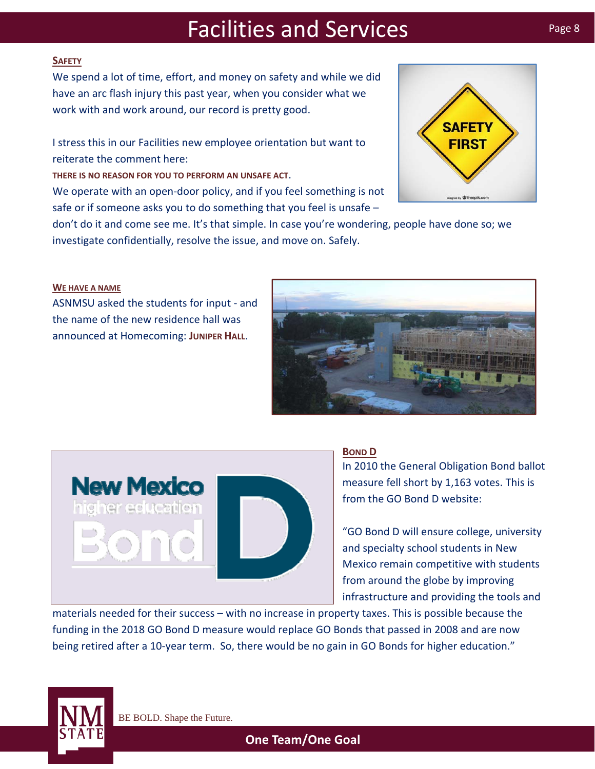## Safety

We spend a lot of time, effort, and money on safety and while we did have an arc flash injury this past year, when you consider what we work with and work around, our record is pretty good.

I stress this in our Facilities new employee orientation but want to reiterate the comment here:

**THERE IS NO REASON FOR YOU TO PERFORM AN UNSAFE ACT.**

We operate with an open-door policy, and if you feel something is not safe or if someone asks you to do something that you feel is unsafe – don't do it and come see me. It's that simple. In case you're wondering, people have done so; we investigate confidentially, resolve the issue, and move on. Safely.

## We Have a Name

ASNMSU asked the students for input - and the name of the new residence hall was announced at Homecoming: **Juniper Hall**.

## Bond D

In 2010 the General Obligation Bond ballot measure fell short by 1,163 votes. This is from the GO Bond D website:

"GO Bond D will ensure college, university and specialty school students in New Mexico remain competitive with students from around the globe by improving infrastructure and providing the tools and materials needed for their success – with no increase in property taxes. This is possible because the funding in the 2018 GO Bond D measure would replace GO Bonds that passed in 2008 and are now being retired after a 10-year term. So, there would be no gain in GO Bonds for higher education."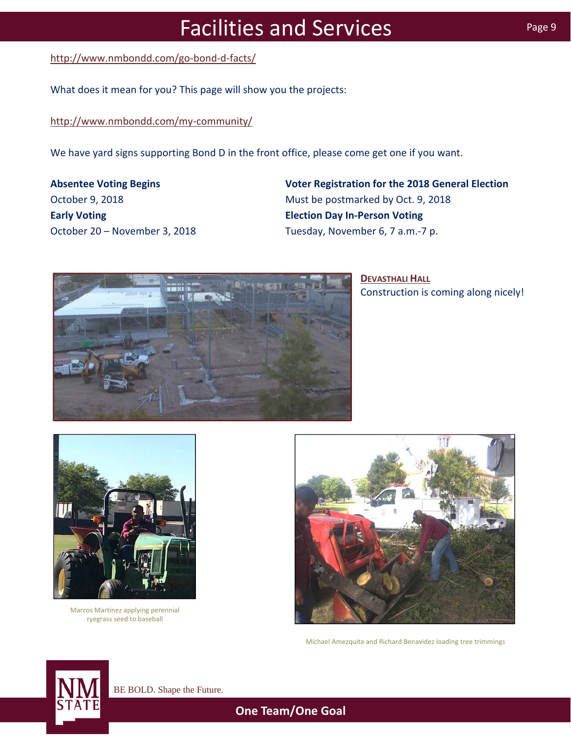http://www.nmbondd.com/go-bond-d-facts/

What does it mean for you? This page will show you the projects:

http://www.nmbondd.com/my-community/

We have yard signs supporting Bond D in the front office, please come get one if you want.

**Absentee Voting Begins**
October 9, 2018

**Early Voting**
October 20 – November 3, 2018

**Voter Registration for the 2018 General Election**
Must be postmarked by Oct. 9, 2018

**Election Day In-Person Voting**
Tuesday, November 6, 7 a.m.-7 p.

**DEVASTHALI HALL**

Construction is coming along nicely!

Marcos Martinez applying perennial ryegrass seed to baseball

Michael Amezquita and Richard Benavidez loading tree trimmings

BE BOLD. Shape the Future.

**One Team/One Goal**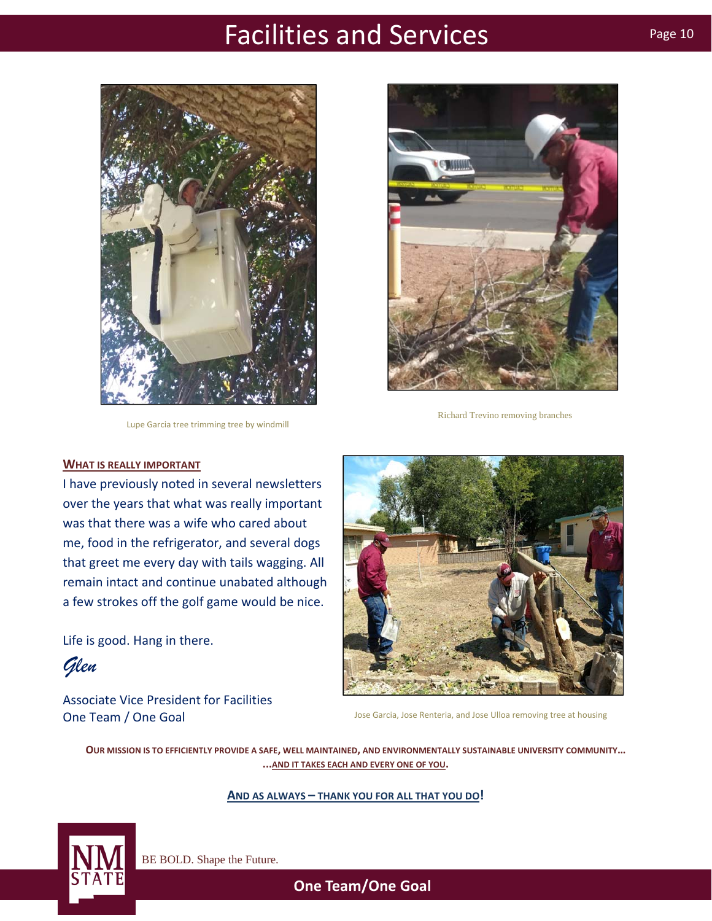Lupe Garcia tree trimming tree by windmill

Richard Trevino removing branches

**What is really important**

I have previously noted in several newsletters over the years that what was really important was that there was a wife who cared about me, food in the refrigerator, and several dogs that greet me every day with tails wagging. All remain intact and continue unabated although a few strokes off the golf game would be nice.

Life is good. Hang in there.

*Glen*

Associate Vice President for Facilities
One Team / One Goal

Jose Garcia, Jose Renteria, and Jose Ulloa removing tree at housing

**Our mission is to efficiently provide a safe, well maintained, and environmentally sustainable university community…**
**…and it takes each and every one of you.**

**And as always – thank you for all that you do!**

BE BOLD. Shape the Future.

**One Team/One Goal**